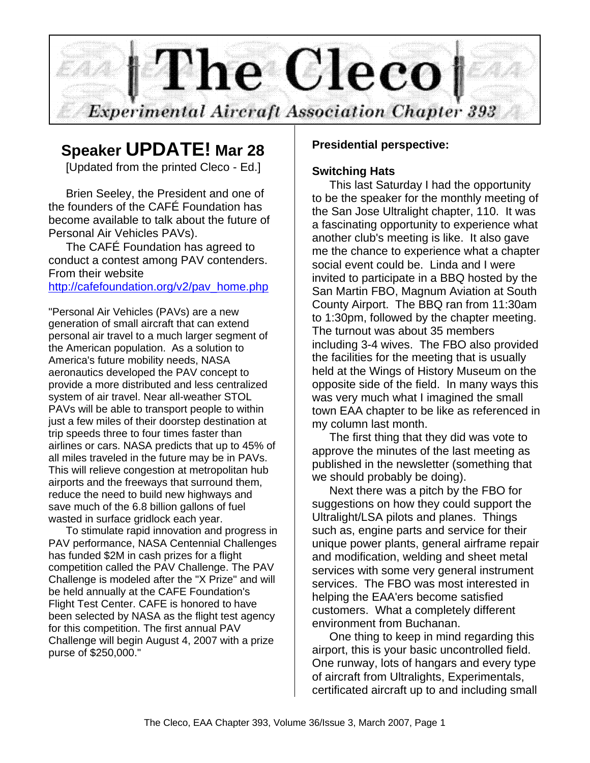# The Cleco

*Experimental Aircraft Association Chapter 393*

## Speaker **UPDATE!** Mar 28

[Updated from the printed Cleco - Ed.]

Brien Seeley, the President and one of the founders of the CAFÉ Foundation has become available to talk about the future of Personal Air Vehicles PAVs).

The CAFÉ Foundation has agreed to conduct a contest among PAV contenders. From their website http://cafefoundation.org/v2/pav_home.php

"Personal Air Vehicles (PAVs) are a new generation of small aircraft that can extend personal air travel to a much larger segment of the American population. As a solution to America's future mobility needs, NASA aeronautics developed the PAV concept to provide a more distributed and less centralized system of air travel. Near all-weather STOL PAVs will be able to transport people to within just a few miles of their doorstep destination at trip speeds three to four times faster than airlines or cars. NASA predicts that up to 45% of all miles traveled in the future may be in PAVs. This will relieve congestion at metropolitan hub airports and the freeways that surround them, reduce the need to build new highways and save much of the 6.8 billion gallons of fuel wasted in surface gridlock each year.

To stimulate rapid innovation and progress in PAV performance, NASA Centennial Challenges has funded $2M in cash prizes for a flight competition called the PAV Challenge. The PAV Challenge is modeled after the "X Prize" and will be held annually at the CAFE Foundation's Flight Test Center. CAFE is honored to have been selected by NASA as the flight test agency for this competition. The first annual PAV Challenge will begin August 4, 2007 with a prize purse of $250,000."

**Presidential perspective:**

**Switching Hats**

This last Saturday I had the opportunity to be the speaker for the monthly meeting of the San Jose Ultralight chapter, 110. It was a fascinating opportunity to experience what another club's meeting is like. It also gave me the chance to experience what a chapter social event could be. Linda and I were invited to participate in a BBQ hosted by the San Martin FBO, Magnum Aviation at South County Airport. The BBQ ran from 11:30am to 1:30pm, followed by the chapter meeting. The turnout was about 35 members including 3-4 wives. The FBO also provided the facilities for the meeting that is usually held at the Wings of History Museum on the opposite side of the field. In many ways this was very much what I imagined the small town EAA chapter to be like as referenced in my column last month.

The first thing that they did was vote to approve the minutes of the last meeting as published in the newsletter (something that we should probably be doing).

Next there was a pitch by the FBO for suggestions on how they could support the Ultralight/LSA pilots and planes. Things such as, engine parts and service for their unique power plants, general airframe repair and modification, welding and sheet metal services with some very general instrument services. The FBO was most interested in helping the EAA'ers become satisfied customers. What a completely different environment from Buchanan.

One thing to keep in mind regarding this airport, this is your basic uncontrolled field. One runway, lots of hangars and every type of aircraft from Ultralights, Experimentals, certificated aircraft up to and including small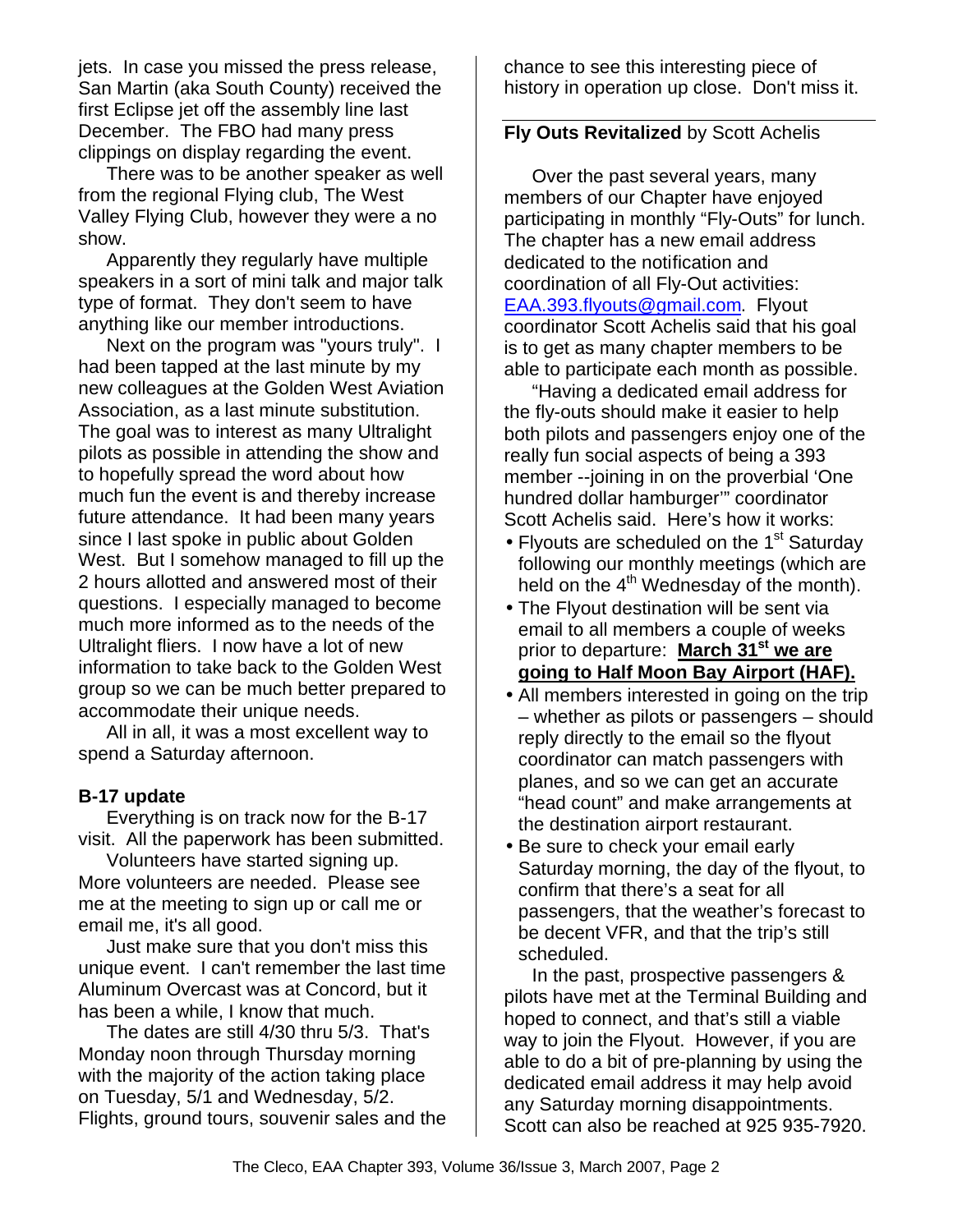jets. In case you missed the press release, San Martin (aka South County) received the first Eclipse jet off the assembly line last December. The FBO had many press clippings on display regarding the event.

There was to be another speaker as well from the regional Flying club, The West Valley Flying Club, however they were a no show.

Apparently they regularly have multiple speakers in a sort of mini talk and major talk type of format. They don't seem to have anything like our member introductions.

Next on the program was "yours truly". I had been tapped at the last minute by my new colleagues at the Golden West Aviation Association, as a last minute substitution. The goal was to interest as many Ultralight pilots as possible in attending the show and to hopefully spread the word about how much fun the event is and thereby increase future attendance. It had been many years since I last spoke in public about Golden West. But I somehow managed to fill up the 2 hours allotted and answered most of their questions. I especially managed to become much more informed as to the needs of the Ultralight fliers. I now have a lot of new information to take back to the Golden West group so we can be much better prepared to accommodate their unique needs.

All in all, it was a most excellent way to spend a Saturday afternoon.

**B-17 update**

Everything is on track now for the B-17 visit. All the paperwork has been submitted.

Volunteers have started signing up. More volunteers are needed. Please see me at the meeting to sign up or call me or email me, it's all good.

Just make sure that you don't miss this unique event. I can't remember the last time Aluminum Overcast was at Concord, but it has been a while, I know that much.

The dates are still 4/30 thru 5/3. That's Monday noon through Thursday morning with the majority of the action taking place on Tuesday, 5/1 and Wednesday, 5/2. Flights, ground tours, souvenir sales and the chance to see this interesting piece of history in operation up close. Don't miss it.

---

**Fly Outs Revitalized** by Scott Achelis

Over the past several years, many members of our Chapter have enjoyed participating in monthly "Fly-Outs" for lunch. The chapter has a new email address dedicated to the notification and coordination of all Fly-Out activities: EAA.393.flyouts@gmail.com. Flyout coordinator Scott Achelis said that his goal is to get as many chapter members to be able to participate each month as possible.

"Having a dedicated email address for the fly-outs should make it easier to help both pilots and passengers enjoy one of the really fun social aspects of being a 393 member --joining in on the proverbial 'One hundred dollar hamburger'" coordinator Scott Achelis said. Here's how it works:

- Flyouts are scheduled on the 1st Saturday following our monthly meetings (which are held on the 4th Wednesday of the month).
- The Flyout destination will be sent via email to all members a couple of weeks prior to departure: **March 31st we are going to Half Moon Bay Airport (HAF).**
- All members interested in going on the trip – whether as pilots or passengers – should reply directly to the email so the flyout coordinator can match passengers with planes, and so we can get an accurate "head count" and make arrangements at the destination airport restaurant.
- Be sure to check your email early Saturday morning, the day of the flyout, to confirm that there's a seat for all passengers, that the weather's forecast to be decent VFR, and that the trip's still scheduled.

In the past, prospective passengers & pilots have met at the Terminal Building and hoped to connect, and that's still a viable way to join the Flyout. However, if you are able to do a bit of pre-planning by using the dedicated email address it may help avoid any Saturday morning disappointments. Scott can also be reached at 925 935-7920.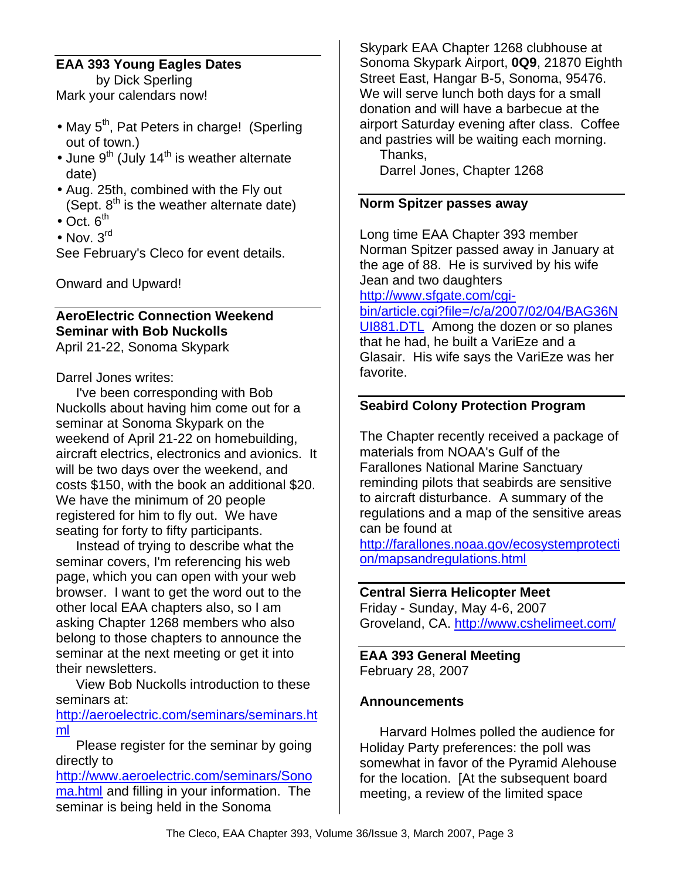## EAA 393 Young Eagles Dates

by Dick Sperling

Mark your calendars now!

- May 5th, Pat Peters in charge! (Sperling out of town.)
- June 9th (July 14th is weather alternate date)
- Aug. 25th, combined with the Fly out (Sept. 8th is the weather alternate date)
- Oct. 6th
- Nov. 3rd

See February's Cleco for event details.

Onward and Upward!

## AeroElectric Connection Weekend Seminar with Bob Nuckolls

April 21-22, Sonoma Skypark

Darrel Jones writes:

I've been corresponding with Bob Nuckolls about having him come out for a seminar at Sonoma Skypark on the weekend of April 21-22 on homebuilding, aircraft electrics, electronics and avionics. It will be two days over the weekend, and costs $150, with the book an additional $20. We have the minimum of 20 people registered for him to fly out. We have seating for forty to fifty participants.

Instead of trying to describe what the seminar covers, I'm referencing his web page, which you can open with your web browser. I want to get the word out to the other local EAA chapters also, so I am asking Chapter 1268 members who also belong to those chapters to announce the seminar at the next meeting or get it into their newsletters.

View Bob Nuckolls introduction to these seminars at: http://aeroelectric.com/seminars/seminars.html

Please register for the seminar by going directly to http://www.aeroelectric.com/seminars/Sonoma.html and filling in your information. The seminar is being held in the Sonoma Skypark EAA Chapter 1268 clubhouse at Sonoma Skypark Airport, **0Q9**, 21870 Eighth Street East, Hangar B-5, Sonoma, 95476. We will serve lunch both days for a small donation and will have a barbecue at the airport Saturday evening after class. Coffee and pastries will be waiting each morning.

Thanks,

Darrel Jones, Chapter 1268

## Norm Spitzer passes away

Long time EAA Chapter 393 member Norman Spitzer passed away in January at the age of 88. He is survived by his wife Jean and two daughters http://www.sfgate.com/cgi-bin/article.cgi?file=/c/a/2007/02/04/BAG36NUI881.DTL Among the dozen or so planes that he had, he built a VariEze and a Glasair. His wife says the VariEze was her favorite.

## Seabird Colony Protection Program

The Chapter recently received a package of materials from NOAA's Gulf of the Farallones National Marine Sanctuary reminding pilots that seabirds are sensitive to aircraft disturbance. A summary of the regulations and a map of the sensitive areas can be found at http://farallones.noaa.gov/ecosystemprotection/mapsandregulations.html

## Central Sierra Helicopter Meet

Friday - Sunday, May 4-6, 2007

Groveland, CA. http://www.cshelimeet.com/

## EAA 393 General Meeting

February 28, 2007

### Announcements

Harvard Holmes polled the audience for Holiday Party preferences: the poll was somewhat in favor of the Pyramid Alehouse for the location. [At the subsequent board meeting, a review of the limited space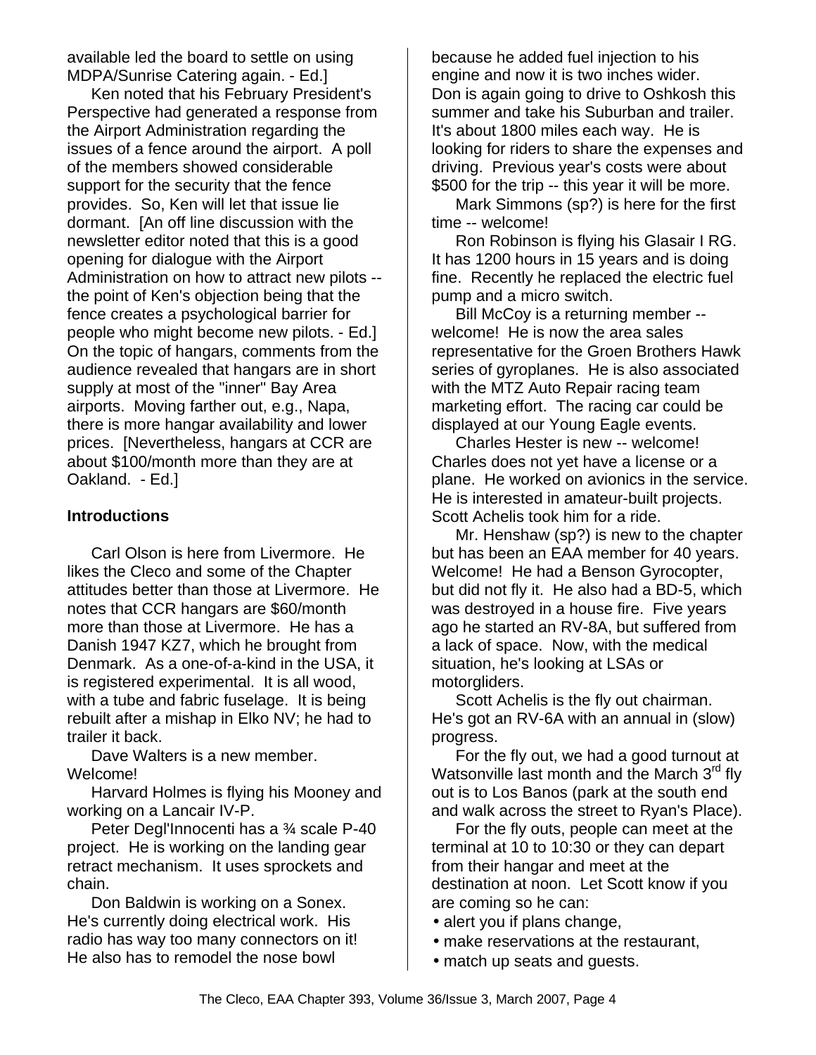available led the board to settle on using MDPA/Sunrise Catering again. - Ed.]

Ken noted that his February President's Perspective had generated a response from the Airport Administration regarding the issues of a fence around the airport. A poll of the members showed considerable support for the security that the fence provides. So, Ken will let that issue lie dormant. [An off line discussion with the newsletter editor noted that this is a good opening for dialogue with the Airport Administration on how to attract new pilots -- the point of Ken's objection being that the fence creates a psychological barrier for people who might become new pilots. - Ed.] On the topic of hangars, comments from the audience revealed that hangars are in short supply at most of the "inner" Bay Area airports. Moving farther out, e.g., Napa, there is more hangar availability and lower prices. [Nevertheless, hangars at CCR are about $100/month more than they are at Oakland. - Ed.]

**Introductions**

Carl Olson is here from Livermore. He likes the Cleco and some of the Chapter attitudes better than those at Livermore. He notes that CCR hangars are $60/month more than those at Livermore. He has a Danish 1947 KZ7, which he brought from Denmark. As a one-of-a-kind in the USA, it is registered experimental. It is all wood, with a tube and fabric fuselage. It is being rebuilt after a mishap in Elko NV; he had to trailer it back.

Dave Walters is a new member. Welcome!

Harvard Holmes is flying his Mooney and working on a Lancair IV-P.

Peter Degl'Innocenti has a ¾ scale P-40 project. He is working on the landing gear retract mechanism. It uses sprockets and chain.

Don Baldwin is working on a Sonex. He's currently doing electrical work. His radio has way too many connectors on it! He also has to remodel the nose bowl because he added fuel injection to his engine and now it is two inches wider. Don is again going to drive to Oshkosh this summer and take his Suburban and trailer. It's about 1800 miles each way. He is looking for riders to share the expenses and driving. Previous year's costs were about $500 for the trip -- this year it will be more.

Mark Simmons (sp?) is here for the first time -- welcome!

Ron Robinson is flying his Glasair I RG. It has 1200 hours in 15 years and is doing fine. Recently he replaced the electric fuel pump and a micro switch.

Bill McCoy is a returning member -- welcome! He is now the area sales representative for the Groen Brothers Hawk series of gyroplanes. He is also associated with the MTZ Auto Repair racing team marketing effort. The racing car could be displayed at our Young Eagle events.

Charles Hester is new -- welcome! Charles does not yet have a license or a plane. He worked on avionics in the service. He is interested in amateur-built projects. Scott Achelis took him for a ride.

Mr. Henshaw (sp?) is new to the chapter but has been an EAA member for 40 years. Welcome! He had a Benson Gyrocopter, but did not fly it. He also had a BD-5, which was destroyed in a house fire. Five years ago he started an RV-8A, but suffered from a lack of space. Now, with the medical situation, he's looking at LSAs or motorgliders.

Scott Achelis is the fly out chairman. He's got an RV-6A with an annual in (slow) progress.

For the fly out, we had a good turnout at Watsonville last month and the March 3rd fly out is to Los Banos (park at the south end and walk across the street to Ryan's Place).

For the fly outs, people can meet at the terminal at 10 to 10:30 or they can depart from their hangar and meet at the destination at noon. Let Scott know if you are coming so he can:

- alert you if plans change,
- make reservations at the restaurant,
- match up seats and guests.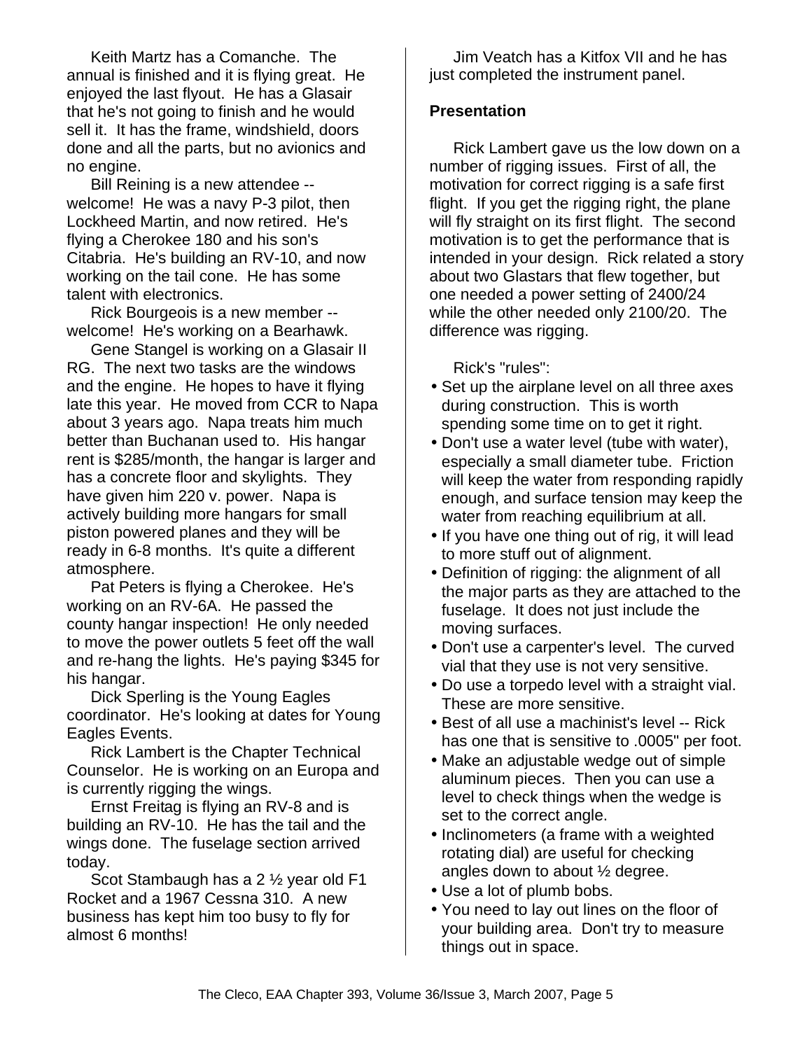Keith Martz has a Comanche. The annual is finished and it is flying great. He enjoyed the last flyout. He has a Glasair that he's not going to finish and he would sell it. It has the frame, windshield, doors done and all the parts, but no avionics and no engine.

Bill Reining is a new attendee -- welcome! He was a navy P-3 pilot, then Lockheed Martin, and now retired. He's flying a Cherokee 180 and his son's Citabria. He's building an RV-10, and now working on the tail cone. He has some talent with electronics.

Rick Bourgeois is a new member -- welcome! He's working on a Bearhawk.

Gene Stangel is working on a Glasair II RG. The next two tasks are the windows and the engine. He hopes to have it flying late this year. He moved from CCR to Napa about 3 years ago. Napa treats him much better than Buchanan used to. His hangar rent is $285/month, the hangar is larger and has a concrete floor and skylights. They have given him 220 v. power. Napa is actively building more hangars for small piston powered planes and they will be ready in 6-8 months. It's quite a different atmosphere.

Pat Peters is flying a Cherokee. He's working on an RV-6A. He passed the county hangar inspection! He only needed to move the power outlets 5 feet off the wall and re-hang the lights. He's paying $345 for his hangar.

Dick Sperling is the Young Eagles coordinator. He's looking at dates for Young Eagles Events.

Rick Lambert is the Chapter Technical Counselor. He is working on an Europa and is currently rigging the wings.

Ernst Freitag is flying an RV-8 and is building an RV-10. He has the tail and the wings done. The fuselage section arrived today.

Scot Stambaugh has a 2 ½ year old F1 Rocket and a 1967 Cessna 310. A new business has kept him too busy to fly for almost 6 months!

Jim Veatch has a Kitfox VII and he has just completed the instrument panel.

**Presentation**

Rick Lambert gave us the low down on a number of rigging issues. First of all, the motivation for correct rigging is a safe first flight. If you get the rigging right, the plane will fly straight on its first flight. The second motivation is to get the performance that is intended in your design. Rick related a story about two Glastars that flew together, but one needed a power setting of 2400/24 while the other needed only 2100/20. The difference was rigging.

Rick's "rules":

- Set up the airplane level on all three axes during construction. This is worth spending some time on to get it right.
- Don't use a water level (tube with water), especially a small diameter tube. Friction will keep the water from responding rapidly enough, and surface tension may keep the water from reaching equilibrium at all.
- If you have one thing out of rig, it will lead to more stuff out of alignment.
- Definition of rigging: the alignment of all the major parts as they are attached to the fuselage. It does not just include the moving surfaces.
- Don't use a carpenter's level. The curved vial that they use is not very sensitive.
- Do use a torpedo level with a straight vial. These are more sensitive.
- Best of all use a machinist's level -- Rick has one that is sensitive to .0005" per foot.
- Make an adjustable wedge out of simple aluminum pieces. Then you can use a level to check things when the wedge is set to the correct angle.
- Inclinometers (a frame with a weighted rotating dial) are useful for checking angles down to about ½ degree.
- Use a lot of plumb bobs.
- You need to lay out lines on the floor of your building area. Don't try to measure things out in space.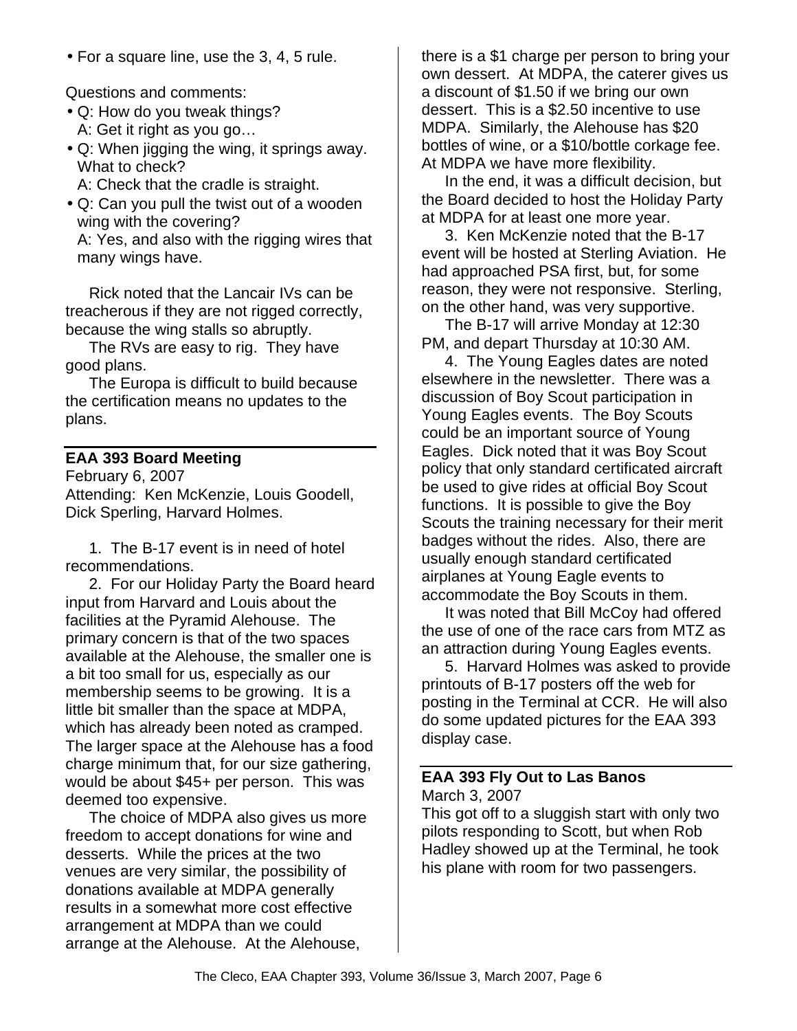- For a square line, use the 3, 4, 5 rule.

Questions and comments:

- Q: How do you tweak things?
  A: Get it right as you go…
- Q: When jigging the wing, it springs away. What to check?
  A: Check that the cradle is straight.
- Q: Can you pull the twist out of a wooden wing with the covering?
  A: Yes, and also with the rigging wires that many wings have.

Rick noted that the Lancair IVs can be treacherous if they are not rigged correctly, because the wing stalls so abruptly.

The RVs are easy to rig. They have good plans.

The Europa is difficult to build because the certification means no updates to the plans.

## EAA 393 Board Meeting

February 6, 2007
Attending: Ken McKenzie, Louis Goodell, Dick Sperling, Harvard Holmes.

1. The B-17 event is in need of hotel recommendations.

2. For our Holiday Party the Board heard input from Harvard and Louis about the facilities at the Pyramid Alehouse. The primary concern is that of the two spaces available at the Alehouse, the smaller one is a bit too small for us, especially as our membership seems to be growing. It is a little bit smaller than the space at MDPA, which has already been noted as cramped. The larger space at the Alehouse has a food charge minimum that, for our size gathering, would be about $45+ per person. This was deemed too expensive.

The choice of MDPA also gives us more freedom to accept donations for wine and desserts. While the prices at the two venues are very similar, the possibility of donations available at MDPA generally results in a somewhat more cost effective arrangement at MDPA than we could arrange at the Alehouse. At the Alehouse, there is a $1 charge per person to bring your own dessert. At MDPA, the caterer gives us a discount of $1.50 if we bring our own dessert. This is a $2.50 incentive to use MDPA. Similarly, the Alehouse has $20 bottles of wine, or a $10/bottle corkage fee. At MDPA we have more flexibility.

In the end, it was a difficult decision, but the Board decided to host the Holiday Party at MDPA for at least one more year.

3. Ken McKenzie noted that the B-17 event will be hosted at Sterling Aviation. He had approached PSA first, but, for some reason, they were not responsive. Sterling, on the other hand, was very supportive.

The B-17 will arrive Monday at 12:30 PM, and depart Thursday at 10:30 AM.

4. The Young Eagles dates are noted elsewhere in the newsletter. There was a discussion of Boy Scout participation in Young Eagles events. The Boy Scouts could be an important source of Young Eagles. Dick noted that it was Boy Scout policy that only standard certificated aircraft be used to give rides at official Boy Scout functions. It is possible to give the Boy Scouts the training necessary for their merit badges without the rides. Also, there are usually enough standard certificated airplanes at Young Eagle events to accommodate the Boy Scouts in them.

It was noted that Bill McCoy had offered the use of one of the race cars from MTZ as an attraction during Young Eagles events.

5. Harvard Holmes was asked to provide printouts of B-17 posters off the web for posting in the Terminal at CCR. He will also do some updated pictures for the EAA 393 display case.

## EAA 393 Fly Out to Las Banos

March 3, 2007
This got off to a sluggish start with only two pilots responding to Scott, but when Rob Hadley showed up at the Terminal, he took his plane with room for two passengers.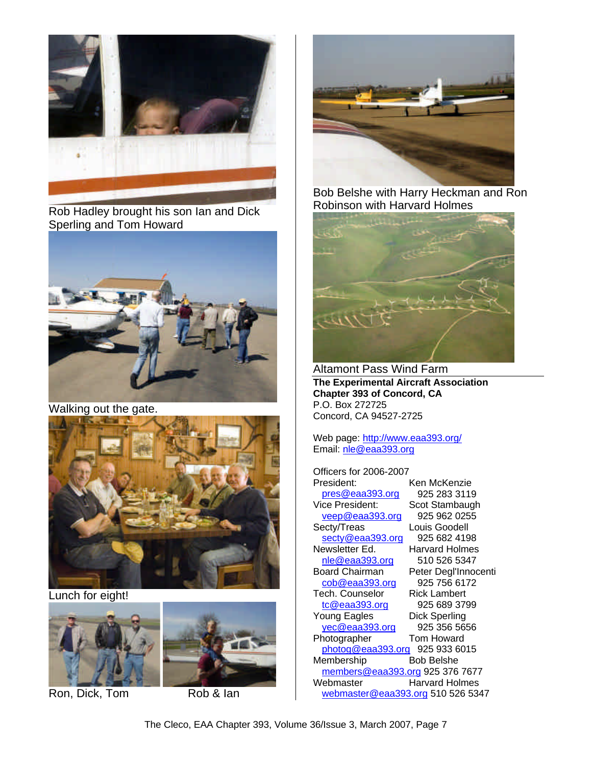Rob Hadley brought his son Ian and Dick Sperling and Tom Howard

Walking out the gate.

Lunch for eight!

Ron, Dick, Tom

Rob & Ian

Bob Belshe with Harry Heckman and Ron Robinson with Harvard Holmes

Altamont Pass Wind Farm

**The Experimental Aircraft Association**
**Chapter 393 of Concord, CA**
P.O. Box 272725
Concord, CA 94527-2725

Web page: http://www.eaa393.org/
Email: nle@eaa393.org

Officers for 2006-2007

| Position | Name / Phone |
|---|---|
| President: | Ken McKenzie |
| pres@eaa393.org | 925 283 3119 |
| Vice President: | Scot Stambaugh |
| veep@eaa393.org | 925 962 0255 |
| Secty/Treas | Louis Goodell |
| secty@eaa393.org | 925 682 4198 |
| Newsletter Ed. | Harvard Holmes |
| nle@eaa393.org | 510 526 5347 |
| Board Chairman | Peter Degl'Innocenti |
| cob@eaa393.org | 925 756 6172 |
| Tech. Counselor | Rick Lambert |
| tc@eaa393.org | 925 689 3799 |
| Young Eagles | Dick Sperling |
| yec@eaa393.org | 925 356 5656 |
| Photographer | Tom Howard |
| photog@eaa393.org | 925 933 6015 |
| Membership | Bob Belshe |
| members@eaa393.org | 925 376 7677 |
| Webmaster | Harvard Holmes |
| webmaster@eaa393.org | 510 526 5347 |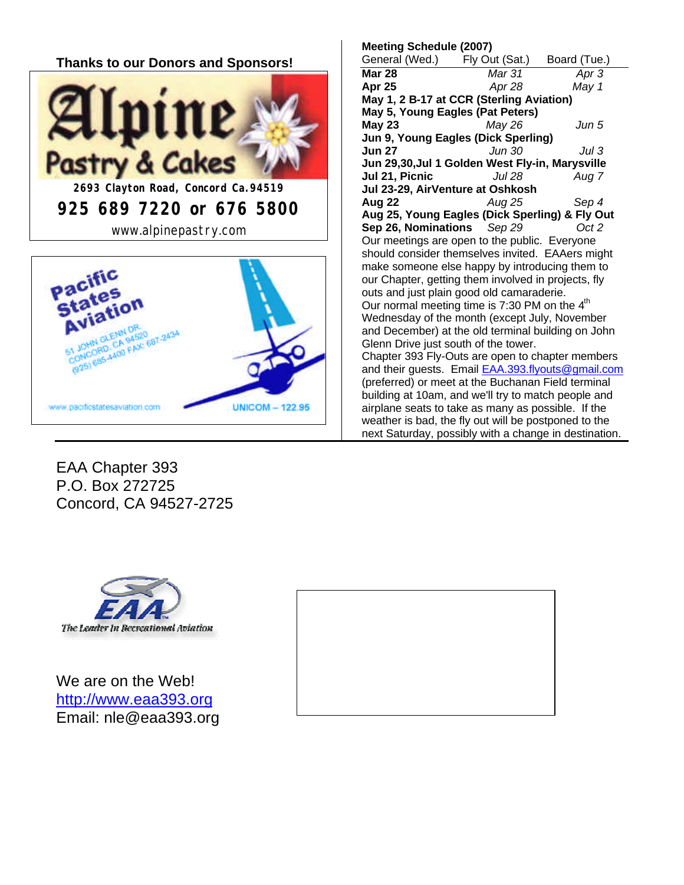**Thanks to our Donors and Sponsors!**

Alpine Pastry & Cakes

2693 Clayton Road, Concord Ca.94519

925 689 7220 or 676 5800

www.alpinepastry.com

Pacific States Aviation

51 JOHN GLENN DR.
CONCORD, CA 94520
(925) 685-4400 FAX: 687-2434

www.pacificstatesaviation.com

UNICOM – 122.95

**Meeting Schedule (2007)**

| General (Wed.) | Fly Out (Sat.) | Board (Tue.) |
|---|---|---|
| **Mar 28** | *Mar 31* | *Apr 3* |
| **Apr 25** | *Apr 28* | *May 1* |
| **May 1, 2 B-17 at CCR (Sterling Aviation)** | | |
| **May 5, Young Eagles (Pat Peters)** | | |
| **May 23** | *May 26* | *Jun 5* |
| **Jun 9, Young Eagles (Dick Sperling)** | | |
| **Jun 27** | *Jun 30* | *Jul 3* |
| **Jun 29,30,Jul 1 Golden West Fly-in, Marysville** | | |
| **Jul 21, Picnic** | *Jul 28* | *Aug 7* |
| **Jul 23-29, AirVenture at Oshkosh** | | |
| **Aug 22** | *Aug 25* | *Sep 4* |
| **Aug 25, Young Eagles (Dick Sperling) & Fly Out** | | |
| **Sep 26, Nominations** | *Sep 29* | *Oct 2* |

Our meetings are open to the public. Everyone should consider themselves invited. EAAers might make someone else happy by introducing them to our Chapter, getting them involved in projects, fly outs and just plain good old camaraderie.

Our normal meeting time is 7:30 PM on the 4th Wednesday of the month (except July, November and December) at the old terminal building on John Glenn Drive just south of the tower.

Chapter 393 Fly-Outs are open to chapter members and their guests. Email EAA.393.flyouts@gmail.com (preferred) or meet at the Buchanan Field terminal building at 10am, and we'll try to match people and airplane seats to take as many as possible. If the weather is bad, the fly out will be postponed to the next Saturday, possibly with a change in destination.

EAA Chapter 393
P.O. Box 272725
Concord, CA 94527-2725

EAA
The Leader In Recreational Aviation

We are on the Web!
http://www.eaa393.org
Email: nle@eaa393.org